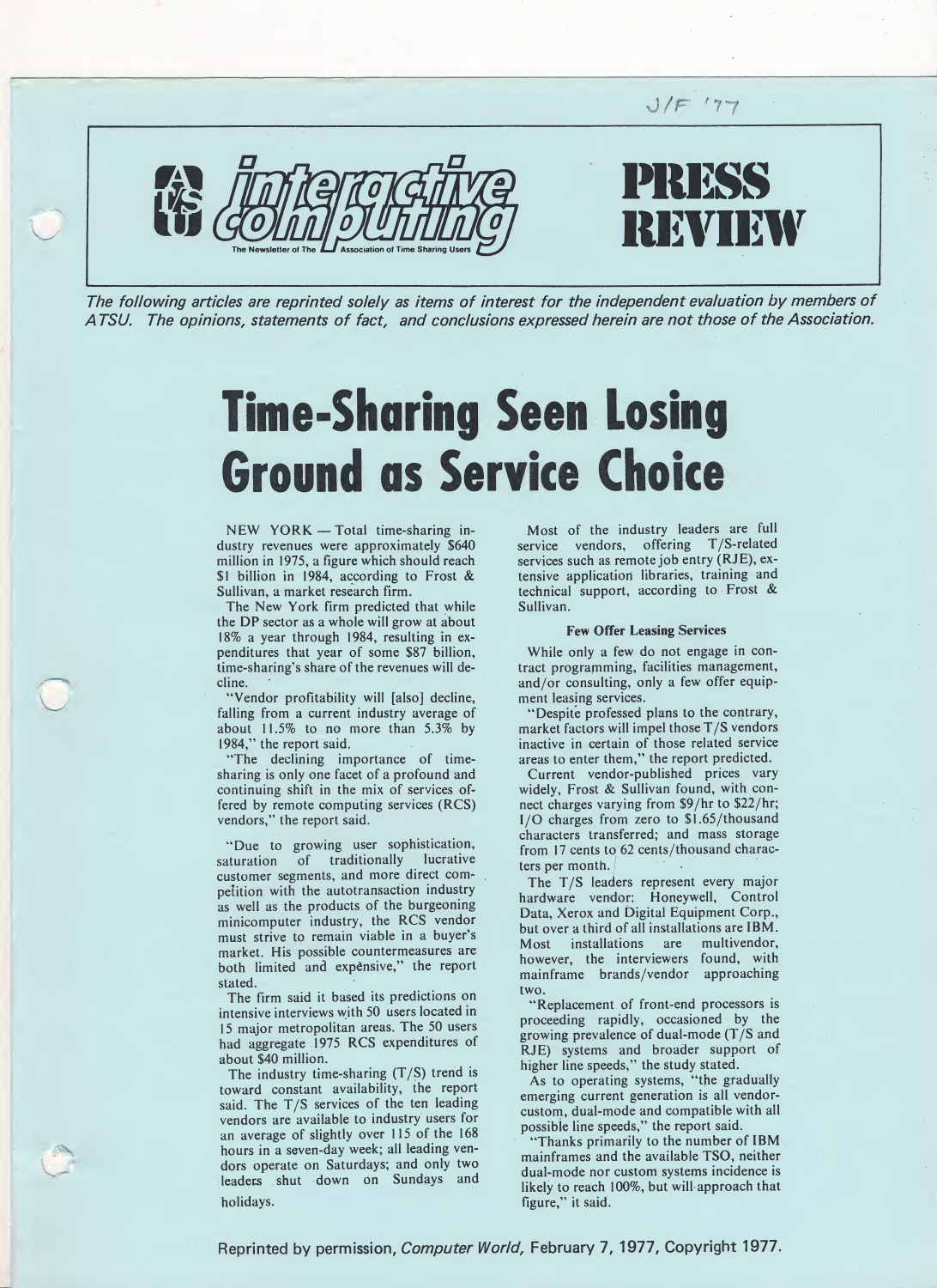J/F '77

# interactive computing

The Newsletter of The Association of Time Sharing Users

# PRESS REVIEW

*The following articles are reprinted solely as items of interest for the independent evaluation by members of ATSU. The opinions, statements of fact, and conclusions expressed herein are not those of the Association.*

# Time-Sharing Seen Losing Ground as Service Choice

NEW YORK — Total time-sharing industry revenues were approximately $640 million in 1975, a figure which should reach $1 billion in 1984, according to Frost & Sullivan, a market research firm.

The New York firm predicted that while the DP sector as a whole will grow at about 18% a year through 1984, resulting in expenditures that year of some $87 billion, time-sharing's share of the revenues will decline.

"Vendor profitability will [also] decline, falling from a current industry average of about 11.5% to no more than 5.3% by 1984," the report said.

"The declining importance of time-sharing is only one facet of a profound and continuing shift in the mix of services offered by remote computing services (RCS) vendors," the report said.

"Due to growing user sophistication, saturation of traditionally lucrative customer segments, and more direct competition with the autotransaction industry as well as the products of the burgeoning minicomputer industry, the RCS vendor must strive to remain viable in a buyer's market. His possible countermeasures are both limited and expensive," the report stated.

The firm said it based its predictions on intensive interviews with 50 users located in 15 major metropolitan areas. The 50 users had aggregate 1975 RCS expenditures of about $40 million.

The industry time-sharing (T/S) trend is toward constant availability, the report said. The T/S services of the ten leading vendors are available to industry users for an average of slightly over 115 of the 168 hours in a seven-day week; all leading vendors operate on Saturdays; and only two leaders shut down on Sundays and holidays.

Most of the industry leaders are full service vendors, offering T/S-related services such as remote job entry (RJE), extensive application libraries, training and technical support, according to Frost & Sullivan.

### Few Offer Leasing Services

While only a few do not engage in contract programming, facilities management, and/or consulting, only a few offer equipment leasing services.

"Despite professed plans to the contrary, market factors will impel those T/S vendors inactive in certain of those related service areas to enter them," the report predicted.

Current vendor-published prices vary widely, Frost & Sullivan found, with connect charges varying from $9/hr to $22/hr; I/O charges from zero to $1.65/thousand characters transferred; and mass storage from 17 cents to 62 cents/thousand characters per month.

The T/S leaders represent every major hardware vendor: Honeywell, Control Data, Xerox and Digital Equipment Corp., but over a third of all installations are IBM. Most installations are multivendor, however, the interviewers found, with mainframe brands/vendor approaching two.

"Replacement of front-end processors is proceeding rapidly, occasioned by the growing prevalence of dual-mode (T/S and RJE) systems and broader support of higher line speeds," the study stated.

As to operating systems, "the gradually emerging current generation is all vendor-custom, dual-mode and compatible with all possible line speeds," the report said.

"Thanks primarily to the number of IBM mainframes and the available TSO, neither dual-mode nor custom systems incidence is likely to reach 100%, but will approach that figure," it said.

Reprinted by permission, *Computer World*, February 7, 1977, Copyright 1977.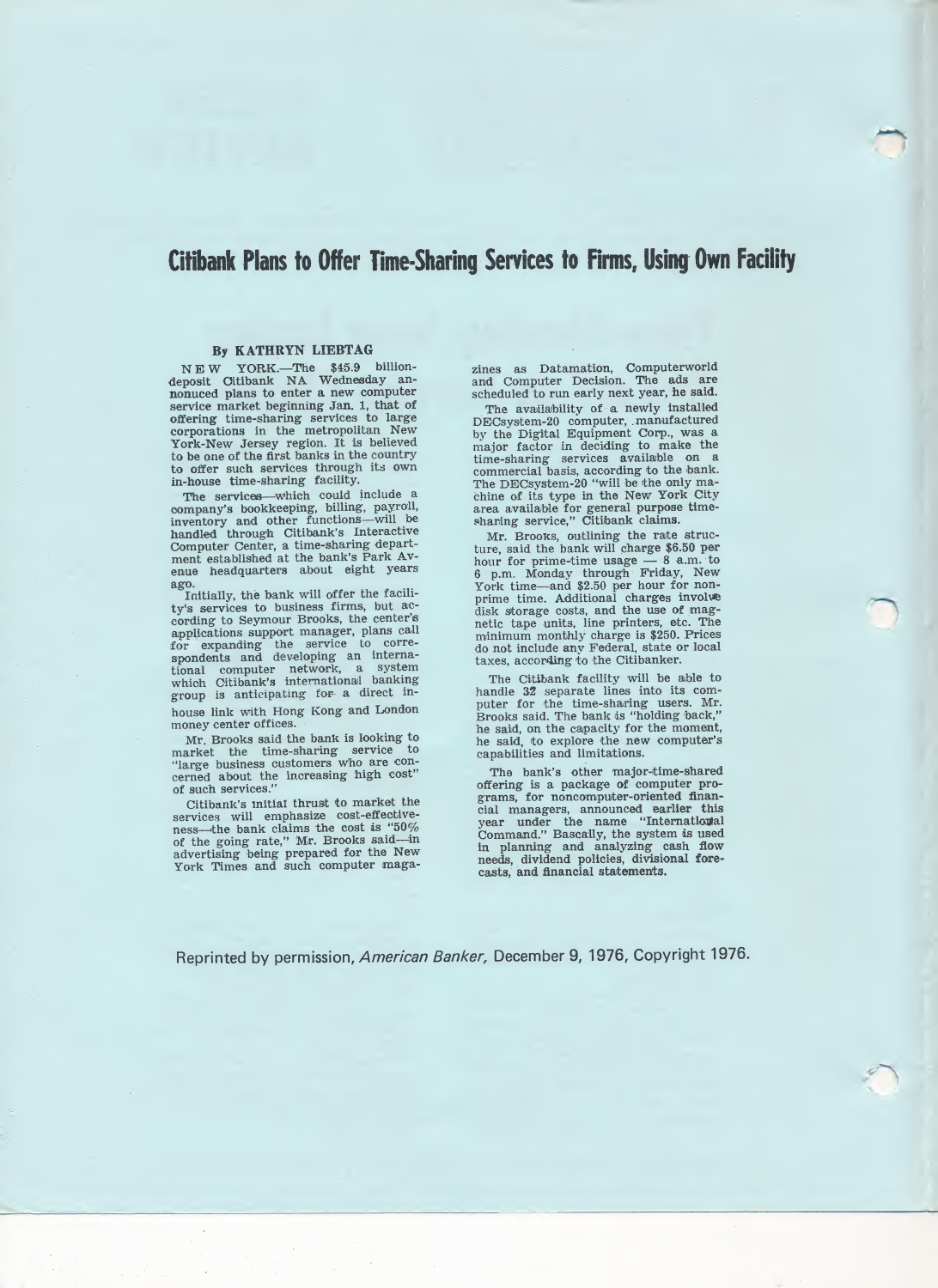# Citibank Plans to Offer Time-Sharing Services to Firms, Using Own Facility

**By KATHRYN LIEBTAG**

NEW YORK.—The $45.9 billion-deposit Citibank NA Wednesday announced plans to enter a new computer service market beginning Jan. 1, that of offering time-sharing services to large corporations in the metropolitan New York-New Jersey region. It is believed to be one of the first banks in the country to offer such services through its own in-house time-sharing facility.

The services—which could include a company's bookkeeping, billing, payroll, inventory and other functions—will be handled through Citibank's Interactive Computer Center, a time-sharing department established at the bank's Park Avenue headquarters about eight years ago.

Initially, the bank will offer the facility's services to business firms, but according to Seymour Brooks, the center's applications support manager, plans call for expanding the service to correspondents and developing an international computer network, a system which Citibank's international banking group is anticipating for a direct in-house link with Hong Kong and London money center offices.

Mr. Brooks said the bank is looking to market the time-sharing service to "large business customers who are concerned about the increasing high cost" of such services."

Citibank's initial thrust to market the services will emphasize cost-effectiveness—the bank claims the cost is "50% of the going rate," Mr. Brooks said—in advertising being prepared for the New York Times and such computer magazines as Datamation, Computerworld and Computer Decision. The ads are scheduled to run early next year, he said.

The availability of a newly installed DECsystem-20 computer, manufactured by the Digital Equipment Corp., was a major factor in deciding to make the time-sharing services available on a commercial basis, according to the bank. The DECsystem-20 "will be the only machine of its type in the New York City area available for general purpose time-sharing service," Citibank claims.

Mr. Brooks, outlining the rate structure, said the bank will charge $6.50 per hour for prime-time usage — 8 a.m. to 6 p.m. Monday through Friday, New York time—and $2.50 per hour for non-prime time. Additional charges involve disk storage costs, and the use of magnetic tape units, line printers, etc. The minimum monthly charge is $250. Prices do not include any Federal, state or local taxes, according to the Citibanker.

The Citibank facility will be able to handle 32 separate lines into its computer for the time-sharing users. Mr. Brooks said. The bank is "holding back," he said, on the capacity for the moment, he said, to explore the new computer's capabilities and limitations.

The bank's other major-time-shared offering is a package of computer programs, for noncomputer-oriented financial managers, announced earlier this year under the name "International Command." Bascally, the system is used in planning and analyzing cash flow needs, dividend policies, divisional forecasts, and financial statements.

Reprinted by permission, *American Banker,* December 9, 1976, Copyright 1976.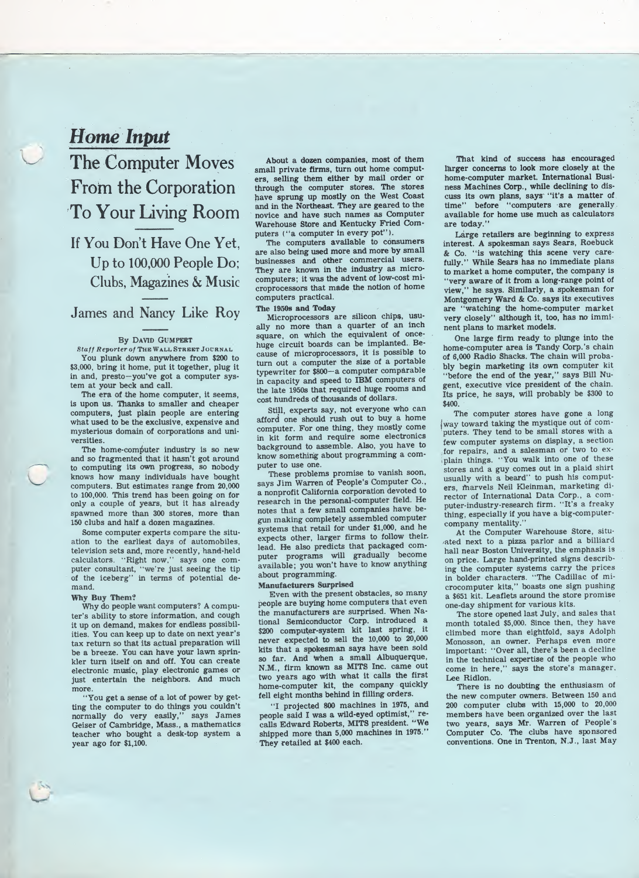# *Home Input*

# The Computer Moves From the Corporation To Your Living Room

## If You Don't Have One Yet, Up to 100,000 People Do; Clubs, Magazines & Music

## James and Nancy Like Roy

By David Gumpert

*Staff Reporter of* The Wall Street Journal

You plunk down anywhere from $200 to $3,000, bring it home, put it together, plug it in and, presto—you've got a computer system at your beck and call.

The era of the home computer, it seems, is upon us. Thanks to smaller and cheaper computers, just plain people are entering what used to be the exclusive, expensive and mysterious domain of corporations and universities.

The home-computer industry is so new and so fragmented that it hasn't got around to computing its own progress, so nobody knows how many individuals have bought computers. But estimates range from 20,000 to 100,000. This trend has been going on for only a couple of years, but it has already spawned more than 300 stores, more than 150 clubs and half a dozen magazines.

Some computer experts compare the situation to the earliest days of automobiles, television sets and, more recently, hand-held calculators. "Right now," says one computer consultant, "we're just seeing the tip of the iceberg" in terms of potential demand.

**Why Buy Them?**

Why do people want computers? A computer's ability to store information, and cough it up on demand, makes for endless possibilities. You can keep up to date on next year's tax return so that its actual preparation will be a breeze. You can have your lawn sprinkler turn itself on and off. You can create electronic music, play electronic games or just entertain the neighbors. And much more.

"You get a sense of a lot of power by getting the computer to do things you couldn't normally do very easily," says James Geiser of Cambridge, Mass., a mathematics teacher who bought a desk-top system a year ago for $1,100.

About a dozen companies, most of them small private firms, turn out home computers, selling them either by mail order or through the computer stores. The stores have sprung up mostly on the West Coast and in the Northeast. They are geared to the novice and have such names as Computer Warehouse Store and Kentucky Fried Computers ("a computer in every pot").

The computers available to consumers are also being used more and more by small businesses and other commercial users. They are known in the industry as microcomputers; it was the advent of low-cost microprocessors that made the notion of home computers practical.

**The 1950s and Today**

Microprocessors are silicon chips, usually no more than a quarter of an inch square, on which the equivalent of once-huge circuit boards can be implanted. Because of microprocessors, it is possible to turn out a computer the size of a portable typewriter for $800—a computer comparable in capacity and speed to IBM computers of the late 1950s that required huge rooms and cost hundreds of thousands of dollars.

Still, experts say, not everyone who can afford one should rush out to buy a home computer. For one thing, they mostly come in kit form and require some electronics background to assemble. Also, you have to know something about programming a computer to use one.

These problems promise to vanish soon, says Jim Warren of People's Computer Co., a nonprofit California corporation devoted to research in the personal-computer field. He notes that a few small companies have begun making completely assembled computer systems that retail for under $1,000, and he expects other, larger firms to follow their lead. He also predicts that packaged computer programs will gradually become available; you won't have to know anything about programming.

**Manufacturers Surprised**

Even with the present obstacles, so many people are buying home computers that even the manufacturers are surprised. When National Semiconductor Corp. introduced a $200 computer-system kit last spring, it never expected to sell the 10,000 to 20,000 kits that a spokesman says have been sold so far. And when a small Albuquerque, N.M., firm known as MITS Inc. came out two years ago with what it calls the first home-computer kit, the company quickly fell eight months behind in filling orders.

"I projected 800 machines in 1975, and people said I was a wild-eyed optimist," recalls Edward Roberts, MITS president. "We shipped more than 5,000 machines in 1975." They retailed at $400 each.

That kind of success has encouraged larger concerns to look more closely at the home-computer market. International Business Machines Corp., while declining to discuss its own plans, says "it's a matter of time" before "computers are generally available for home use much as calculators are today."

Large retailers are beginning to express interest. A spokesman says Sears, Roebuck & Co. "is watching this scene very carefully." While Sears has no immediate plans to market a home computer, the company is "very aware of it from a long-range point of view," he says. Similarly, a spokesman for Montgomery Ward & Co. says its executives are "watching the home-computer market very closely" although it, too, has no imminent plans to market models.

One large firm ready to plunge into the home-computer area is Tandy Corp.'s chain of 6,000 Radio Shacks. The chain will probably begin marketing its own computer kit "before the end of the year," says Bill Nugent, executive vice president of the chain. Its price, he says, will probably be $300 to $400.

The computer stores have gone a long way toward taking the mystique out of computers. They tend to be small stores with a few computer systems on display, a section for repairs, and a salesman or two to explain things. "You walk into one of these stores and a guy comes out in a plaid shirt usually with a beard" to push his computers, marvels Neil Kleinman, marketing director of International Data Corp., a computer-industry-research firm. "It's a freaky thing, especially if you have a big-computer-company mentality."

At the Computer Warehouse Store, situated next to a pizza parlor and a billiard hall near Boston University, the emphasis is on price. Large hand-printed signs describing the computer systems carry the prices in bolder characters. "The Cadillac of microcomputer kits," boasts one sign pushing a $651 kit. Leaflets around the store promise one-day shipment for various kits.

The store opened last July, and sales that month totaled $5,000. Since then, they have climbed more than eightfold, says Adolph Monosson, an owner. Perhaps even more important: "Over all, there's been a decline in the technical expertise of the people who come in here," says the store's manager, Lee Ridlon.

There is no doubting the enthusiasm of the new computer owners. Between 150 and 200 computer clubs with 15,000 to 20,000 members have been organized over the last two years, says Mr. Warren of People's Computer Co. The clubs have sponsored conventions. One in Trenton, N.J., last May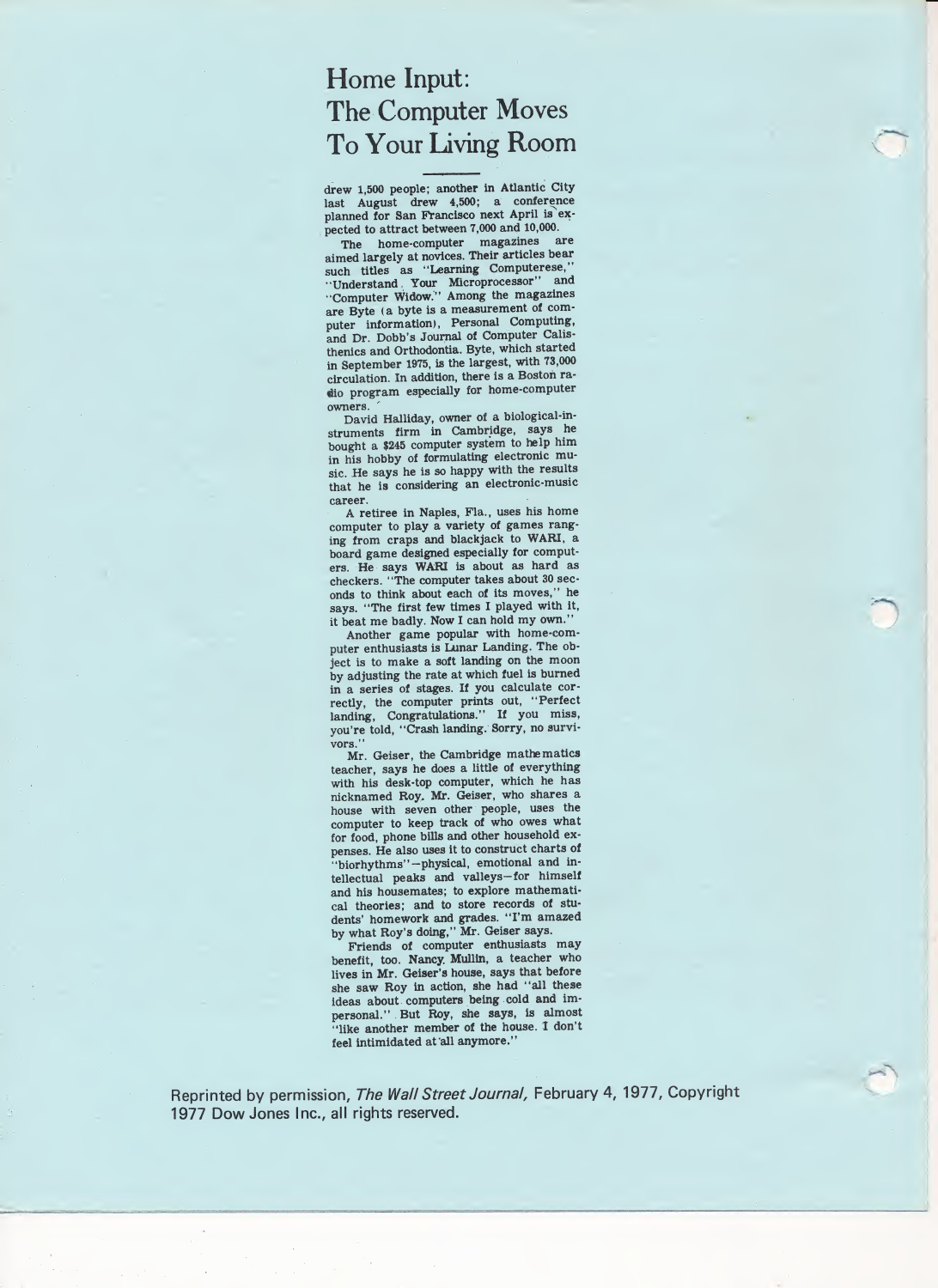# Home Input: The Computer Moves To Your Living Room

drew 1,500 people; another in Atlantic City last August drew 4,500; a conference planned for San Francisco next April is expected to attract between 7,000 and 10,000.

The home-computer magazines are aimed largely at novices. Their articles bear such titles as "Learning Computerese," "Understand Your Microprocessor" and "Computer Widow." Among the magazines are Byte (a byte is a measurement of computer information), Personal Computing, and Dr. Dobb's Journal of Computer Calisthenics and Orthodontia. Byte, which started in September 1975, is the largest, with 73,000 circulation. In addition, there is a Boston radio program especially for home-computer owners.

David Halliday, owner of a biological-instruments firm in Cambridge, says he bought a $245 computer system to help him in his hobby of formulating electronic music. He says he is so happy with the results that he is considering an electronic-music career.

A retiree in Naples, Fla., uses his home computer to play a variety of games ranging from craps and blackjack to WARI, a board game designed especially for computers. He says WARI is about as hard as checkers. "The computer takes about 30 seconds to think about each of its moves," he says. "The first few times I played with it, it beat me badly. Now I can hold my own."

Another game popular with home-computer enthusiasts is Lunar Landing. The object is to make a soft landing on the moon by adjusting the rate at which fuel is burned in a series of stages. If you calculate correctly, the computer prints out, "Perfect landing, Congratulations." If you miss, you're told, "Crash landing. Sorry, no survivors."

Mr. Geiser, the Cambridge mathematics teacher, says he does a little of everything with his desk-top computer, which he has nicknamed Roy. Mr. Geiser, who shares a house with seven other people, uses the computer to keep track of who owes what for food, phone bills and other household expenses. He also uses it to construct charts of "biorhythms"—physical, emotional and intellectual peaks and valleys—for himself and his housemates; to explore mathematical theories; and to store records of students' homework and grades. "I'm amazed by what Roy's doing," Mr. Geiser says.

Friends of computer enthusiasts may benefit, too. Nancy Mullin, a teacher who lives in Mr. Geiser's house, says that before she saw Roy in action, she had "all these ideas about computers being cold and impersonal." But Roy, she says, is almost "like another member of the house. I don't feel intimidated at all anymore."

Reprinted by permission, *The Wall Street Journal,* February 4, 1977, Copyright 1977 Dow Jones Inc., all rights reserved.